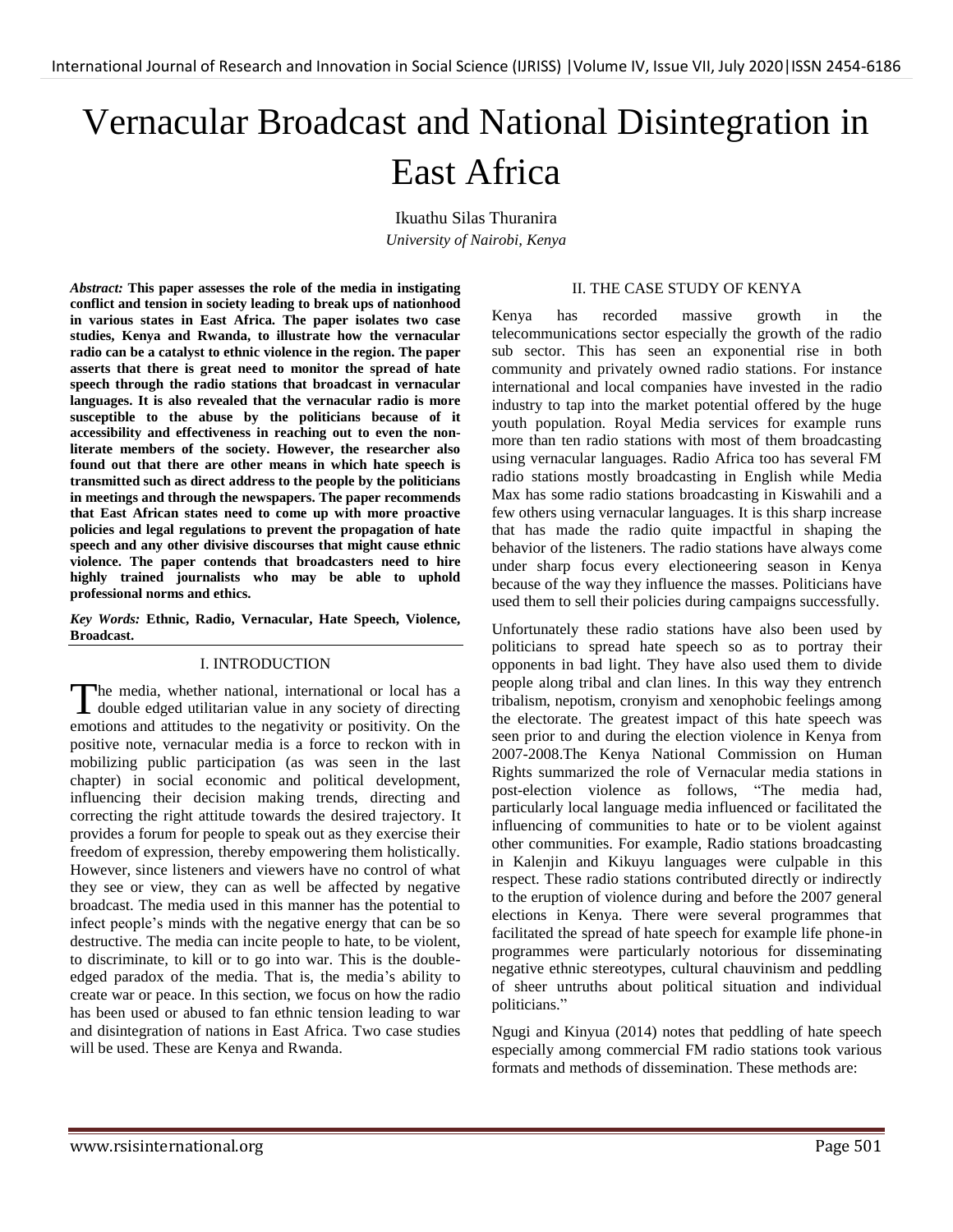# Vernacular Broadcast and National Disintegration in East Africa

Ikuathu Silas Thuranira

*University of Nairobi, Kenya*

***Abstract:*** **This paper assesses the role of the media in instigating conflict and tension in society leading to break ups of nationhood in various states in East Africa. The paper isolates two case studies, Kenya and Rwanda, to illustrate how the vernacular radio can be a catalyst to ethnic violence in the region. The paper asserts that there is great need to monitor the spread of hate speech through the radio stations that broadcast in vernacular languages. It is also revealed that the vernacular radio is more susceptible to the abuse by the politicians because of it accessibility and effectiveness in reaching out to even the non-literate members of the society. However, the researcher also found out that there are other means in which hate speech is transmitted such as direct address to the people by the politicians in meetings and through the newspapers. The paper recommends that East African states need to come up with more proactive policies and legal regulations to prevent the propagation of hate speech and any other divisive discourses that might cause ethnic violence. The paper contends that broadcasters need to hire highly trained journalists who may be able to uphold professional norms and ethics.**

***Key Words:*** **Ethnic, Radio, Vernacular, Hate Speech, Violence, Broadcast.**

## I. INTRODUCTION

The media, whether national, international or local has a double edged utilitarian value in any society of directing emotions and attitudes to the negativity or positivity. On the positive note, vernacular media is a force to reckon with in mobilizing public participation (as was seen in the last chapter) in social economic and political development, influencing their decision making trends, directing and correcting the right attitude towards the desired trajectory. It provides a forum for people to speak out as they exercise their freedom of expression, thereby empowering them holistically. However, since listeners and viewers have no control of what they see or view, they can as well be affected by negative broadcast. The media used in this manner has the potential to infect people's minds with the negative energy that can be so destructive. The media can incite people to hate, to be violent, to discriminate, to kill or to go into war. This is the double-edged paradox of the media. That is, the media's ability to create war or peace. In this section, we focus on how the radio has been used or abused to fan ethnic tension leading to war and disintegration of nations in East Africa. Two case studies will be used. These are Kenya and Rwanda.

## II. THE CASE STUDY OF KENYA

Kenya has recorded massive growth in the telecommunications sector especially the growth of the radio sub sector. This has seen an exponential rise in both community and privately owned radio stations. For instance international and local companies have invested in the radio industry to tap into the market potential offered by the huge youth population. Royal Media services for example runs more than ten radio stations with most of them broadcasting using vernacular languages. Radio Africa too has several FM radio stations mostly broadcasting in English while Media Max has some radio stations broadcasting in Kiswahili and a few others using vernacular languages. It is this sharp increase that has made the radio quite impactful in shaping the behavior of the listeners. The radio stations have always come under sharp focus every electioneering season in Kenya because of the way they influence the masses. Politicians have used them to sell their policies during campaigns successfully.

Unfortunately these radio stations have also been used by politicians to spread hate speech so as to portray their opponents in bad light. They have also used them to divide people along tribal and clan lines. In this way they entrench tribalism, nepotism, cronyism and xenophobic feelings among the electorate. The greatest impact of this hate speech was seen prior to and during the election violence in Kenya from 2007-2008.The Kenya National Commission on Human Rights summarized the role of Vernacular media stations in post-election violence as follows, "The media had, particularly local language media influenced or facilitated the influencing of communities to hate or to be violent against other communities. For example, Radio stations broadcasting in Kalenjin and Kikuyu languages were culpable in this respect. These radio stations contributed directly or indirectly to the eruption of violence during and before the 2007 general elections in Kenya. There were several programmes that facilitated the spread of hate speech for example life phone-in programmes were particularly notorious for disseminating negative ethnic stereotypes, cultural chauvinism and peddling of sheer untruths about political situation and individual politicians."

Ngugi and Kinyua (2014) notes that peddling of hate speech especially among commercial FM radio stations took various formats and methods of dissemination. These methods are: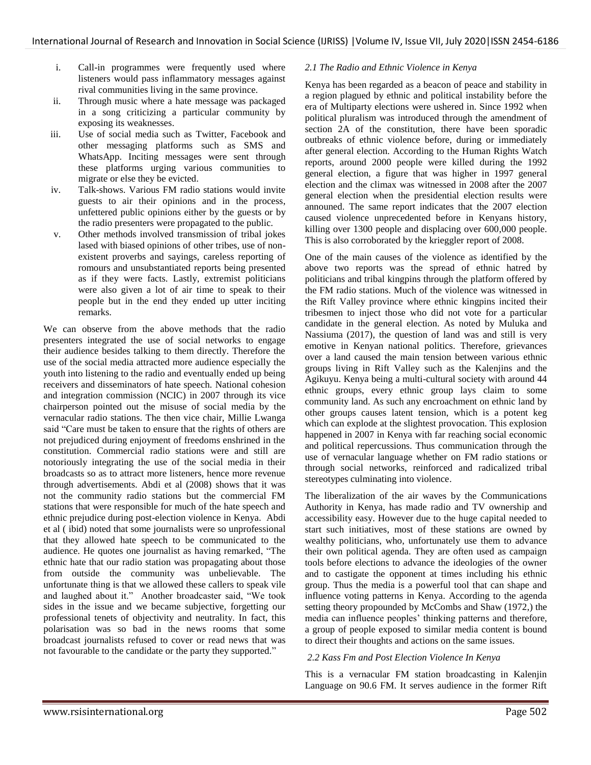i. Call-in programmes were frequently used where listeners would pass inflammatory messages against rival communities living in the same province.
ii. Through music where a hate message was packaged in a song criticizing a particular community by exposing its weaknesses.
iii. Use of social media such as Twitter, Facebook and other messaging platforms such as SMS and WhatsApp. Inciting messages were sent through these platforms urging various communities to migrate or else they be evicted.
iv. Talk-shows. Various FM radio stations would invite guests to air their opinions and in the process, unfettered public opinions either by the guests or by the radio presenters were propagated to the public.
v. Other methods involved transmission of tribal jokes lased with biased opinions of other tribes, use of non-existent proverbs and sayings, careless reporting of romours and unsubstantiated reports being presented as if they were facts. Lastly, extremist politicians were also given a lot of air time to speak to their people but in the end they ended up utter inciting remarks.

We can observe from the above methods that the radio presenters integrated the use of social networks to engage their audience besides talking to them directly. Therefore the use of the social media attracted more audience especially the youth into listening to the radio and eventually ended up being receivers and disseminators of hate speech. National cohesion and integration commission (NCIC) in 2007 through its vice chairperson pointed out the misuse of social media by the vernacular radio stations. The then vice chair, Millie Lwanga said "Care must be taken to ensure that the rights of others are not prejudiced during enjoyment of freedoms enshrined in the constitution. Commercial radio stations were and still are notoriously integrating the use of the social media in their broadcasts so as to attract more listeners, hence more revenue through advertisements. Abdi et al (2008) shows that it was not the community radio stations but the commercial FM stations that were responsible for much of the hate speech and ethnic prejudice during post-election violence in Kenya. Abdi et al ( ibid) noted that some journalists were so unprofessional that they allowed hate speech to be communicated to the audience. He quotes one journalist as having remarked, "The ethnic hate that our radio station was propagating about those from outside the community was unbelievable. The unfortunate thing is that we allowed these callers to speak vile and laughed about it." Another broadcaster said, "We took sides in the issue and we became subjective, forgetting our professional tenets of objectivity and neutrality. In fact, this polarisation was so bad in the news rooms that some broadcast journalists refused to cover or read news that was not favourable to the candidate or the party they supported."

### *2.1 The Radio and Ethnic Violence in Kenya*

Kenya has been regarded as a beacon of peace and stability in a region plagued by ethnic and political instability before the era of Multiparty elections were ushered in. Since 1992 when political pluralism was introduced through the amendment of section 2A of the constitution, there have been sporadic outbreaks of ethnic violence before, during or immediately after general election. According to the Human Rights Watch reports, around 2000 people were killed during the 1992 general election, a figure that was higher in 1997 general election and the climax was witnessed in 2008 after the 2007 general election when the presidential election results were announed. The same report indicates that the 2007 election caused violence unprecedented before in Kenyans history, killing over 1300 people and displacing over 600,000 people. This is also corroborated by the krieggler report of 2008.

One of the main causes of the violence as identified by the above two reports was the spread of ethnic hatred by politicians and tribal kingpins through the platform offered by the FM radio stations. Much of the violence was witnessed in the Rift Valley province where ethnic kingpins incited their tribesmen to inject those who did not vote for a particular candidate in the general election. As noted by Muluka and Nassiuma (2017), the question of land was and still is very emotive in Kenyan national politics. Therefore, grievances over a land caused the main tension between various ethnic groups living in Rift Valley such as the Kalenjins and the Agikuyu. Kenya being a multi-cultural society with around 44 ethnic groups, every ethnic group lays claim to some community land. As such any encroachment on ethnic land by other groups causes latent tension, which is a potent keg which can explode at the slightest provocation. This explosion happened in 2007 in Kenya with far reaching social economic and political repercussions. Thus communication through the use of vernacular language whether on FM radio stations or through social networks, reinforced and radicalized tribal stereotypes culminating into violence.

The liberalization of the air waves by the Communications Authority in Kenya, has made radio and TV ownership and accessibility easy. However due to the huge capital needed to start such initiatives, most of these stations are owned by wealthy politicians, who, unfortunately use them to advance their own political agenda. They are often used as campaign tools before elections to advance the ideologies of the owner and to castigate the opponent at times including his ethnic group. Thus the media is a powerful tool that can shape and influence voting patterns in Kenya. According to the agenda setting theory propounded by McCombs and Shaw (1972,) the media can influence peoples' thinking patterns and therefore, a group of people exposed to similar media content is bound to direct their thoughts and actions on the same issues.

### *2.2 Kass Fm and Post Election Violence In Kenya*

This is a vernacular FM station broadcasting in Kalenjin Language on 90.6 FM. It serves audience in the former Rift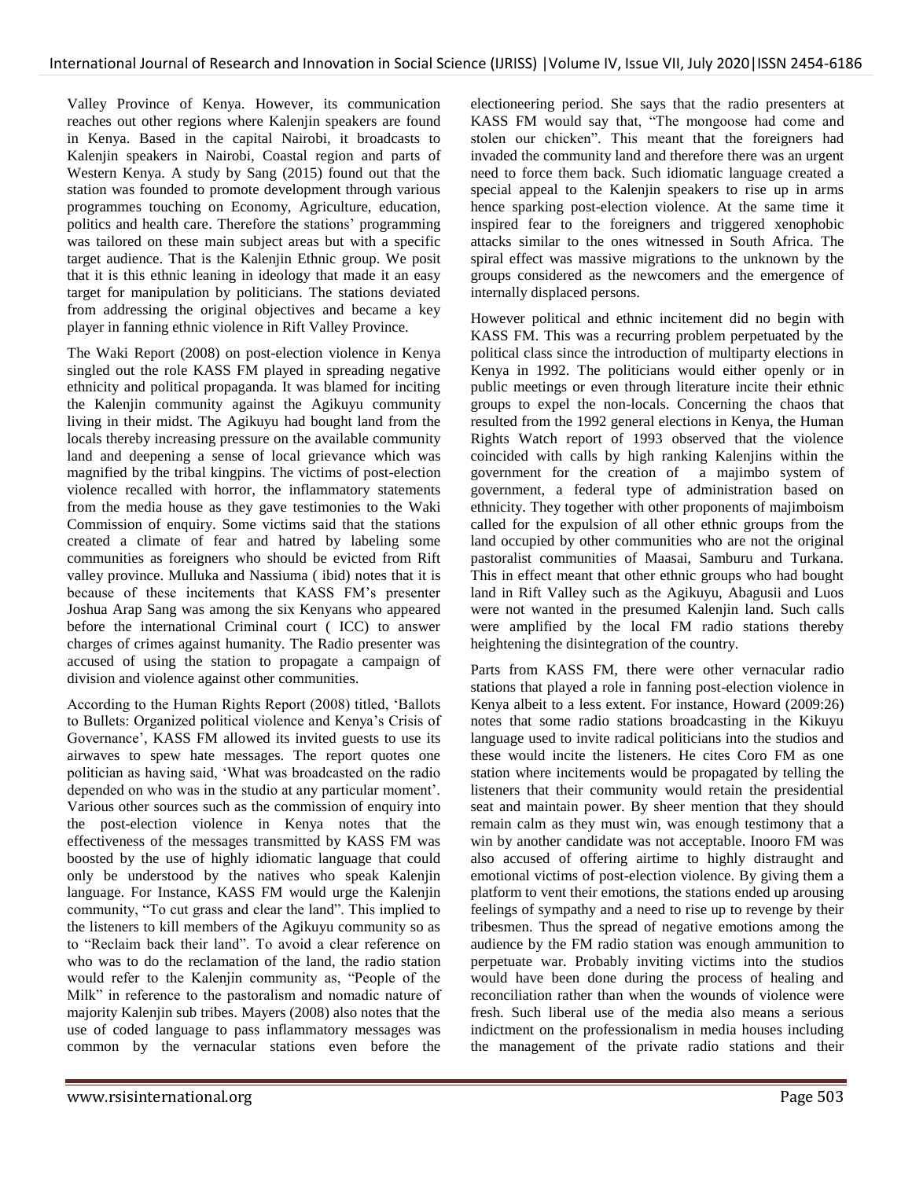Valley Province of Kenya. However, its communication reaches out other regions where Kalenjin speakers are found in Kenya. Based in the capital Nairobi, it broadcasts to Kalenjin speakers in Nairobi, Coastal region and parts of Western Kenya. A study by Sang (2015) found out that the station was founded to promote development through various programmes touching on Economy, Agriculture, education, politics and health care. Therefore the stations' programming was tailored on these main subject areas but with a specific target audience. That is the Kalenjin Ethnic group. We posit that it is this ethnic leaning in ideology that made it an easy target for manipulation by politicians. The stations deviated from addressing the original objectives and became a key player in fanning ethnic violence in Rift Valley Province.

The Waki Report (2008) on post-election violence in Kenya singled out the role KASS FM played in spreading negative ethnicity and political propaganda. It was blamed for inciting the Kalenjin community against the Agikuyu community living in their midst. The Agikuyu had bought land from the locals thereby increasing pressure on the available community land and deepening a sense of local grievance which was magnified by the tribal kingpins. The victims of post-election violence recalled with horror, the inflammatory statements from the media house as they gave testimonies to the Waki Commission of enquiry. Some victims said that the stations created a climate of fear and hatred by labeling some communities as foreigners who should be evicted from Rift valley province. Mulluka and Nassiuma ( ibid) notes that it is because of these incitements that KASS FM's presenter Joshua Arap Sang was among the six Kenyans who appeared before the international Criminal court ( ICC) to answer charges of crimes against humanity. The Radio presenter was accused of using the station to propagate a campaign of division and violence against other communities.

According to the Human Rights Report (2008) titled, 'Ballots to Bullets: Organized political violence and Kenya's Crisis of Governance', KASS FM allowed its invited guests to use its airwaves to spew hate messages. The report quotes one politician as having said, 'What was broadcasted on the radio depended on who was in the studio at any particular moment'. Various other sources such as the commission of enquiry into the post-election violence in Kenya notes that the effectiveness of the messages transmitted by KASS FM was boosted by the use of highly idiomatic language that could only be understood by the natives who speak Kalenjin language. For Instance, KASS FM would urge the Kalenjin community, "To cut grass and clear the land". This implied to the listeners to kill members of the Agikuyu community so as to "Reclaim back their land". To avoid a clear reference on who was to do the reclamation of the land, the radio station would refer to the Kalenjin community as, "People of the Milk" in reference to the pastoralism and nomadic nature of majority Kalenjin sub tribes. Mayers (2008) also notes that the use of coded language to pass inflammatory messages was common by the vernacular stations even before the electioneering period. She says that the radio presenters at KASS FM would say that, "The mongoose had come and stolen our chicken". This meant that the foreigners had invaded the community land and therefore there was an urgent need to force them back. Such idiomatic language created a special appeal to the Kalenjin speakers to rise up in arms hence sparking post-election violence. At the same time it inspired fear to the foreigners and triggered xenophobic attacks similar to the ones witnessed in South Africa. The spiral effect was massive migrations to the unknown by the groups considered as the newcomers and the emergence of internally displaced persons.

However political and ethnic incitement did no begin with KASS FM. This was a recurring problem perpetuated by the political class since the introduction of multiparty elections in Kenya in 1992. The politicians would either openly or in public meetings or even through literature incite their ethnic groups to expel the non-locals. Concerning the chaos that resulted from the 1992 general elections in Kenya, the Human Rights Watch report of 1993 observed that the violence coincided with calls by high ranking Kalenjins within the government for the creation of a majimbo system of government, a federal type of administration based on ethnicity. They together with other proponents of majimboism called for the expulsion of all other ethnic groups from the land occupied by other communities who are not the original pastoralist communities of Maasai, Samburu and Turkana. This in effect meant that other ethnic groups who had bought land in Rift Valley such as the Agikuyu, Abagusii and Luos were not wanted in the presumed Kalenjin land. Such calls were amplified by the local FM radio stations thereby heightening the disintegration of the country.

Parts from KASS FM, there were other vernacular radio stations that played a role in fanning post-election violence in Kenya albeit to a less extent. For instance, Howard (2009:26) notes that some radio stations broadcasting in the Kikuyu language used to invite radical politicians into the studios and these would incite the listeners. He cites Coro FM as one station where incitements would be propagated by telling the listeners that their community would retain the presidential seat and maintain power. By sheer mention that they should remain calm as they must win, was enough testimony that a win by another candidate was not acceptable. Inooro FM was also accused of offering airtime to highly distraught and emotional victims of post-election violence. By giving them a platform to vent their emotions, the stations ended up arousing feelings of sympathy and a need to rise up to revenge by their tribesmen. Thus the spread of negative emotions among the audience by the FM radio station was enough ammunition to perpetuate war. Probably inviting victims into the studios would have been done during the process of healing and reconciliation rather than when the wounds of violence were fresh. Such liberal use of the media also means a serious indictment on the professionalism in media houses including the management of the private radio stations and their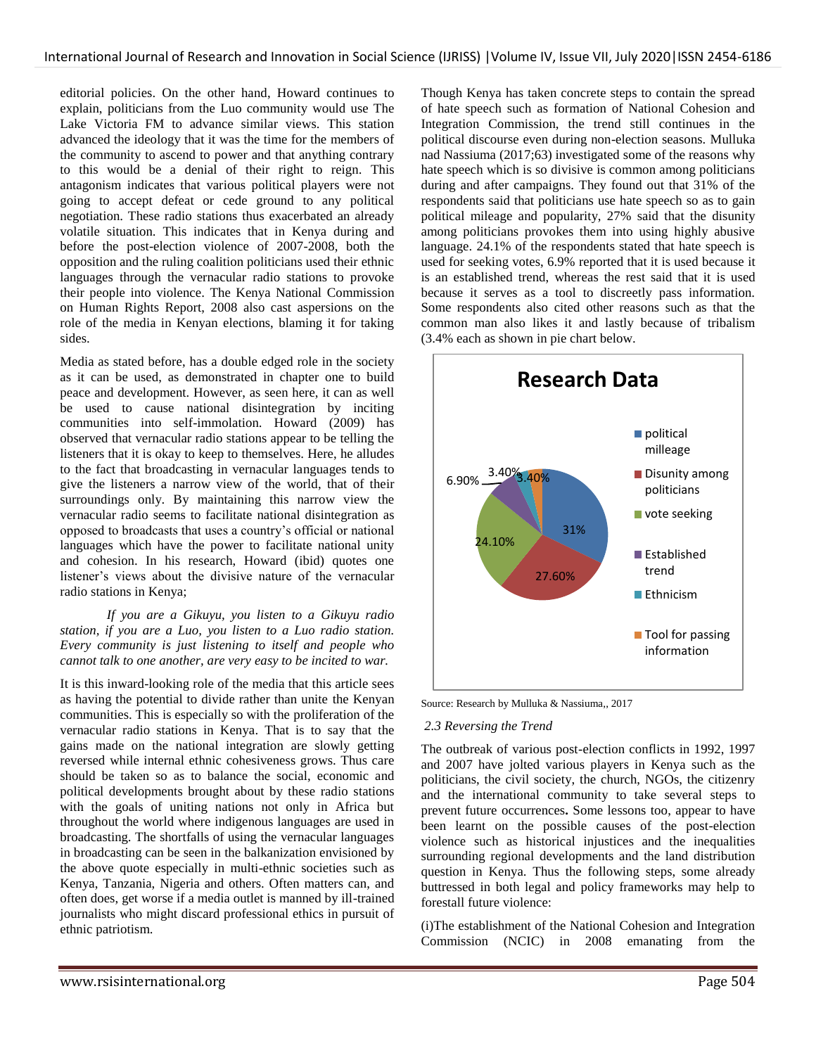editorial policies. On the other hand, Howard continues to explain, politicians from the Luo community would use The Lake Victoria FM to advance similar views. This station advanced the ideology that it was the time for the members of the community to ascend to power and that anything contrary to this would be a denial of their right to reign. This antagonism indicates that various political players were not going to accept defeat or cede ground to any political negotiation. These radio stations thus exacerbated an already volatile situation. This indicates that in Kenya during and before the post-election violence of 2007-2008, both the opposition and the ruling coalition politicians used their ethnic languages through the vernacular radio stations to provoke their people into violence. The Kenya National Commission on Human Rights Report, 2008 also cast aspersions on the role of the media in Kenyan elections, blaming it for taking sides.

Media as stated before, has a double edged role in the society as it can be used, as demonstrated in chapter one to build peace and development. However, as seen here, it can as well be used to cause national disintegration by inciting communities into self-immolation. Howard (2009) has observed that vernacular radio stations appear to be telling the listeners that it is okay to keep to themselves. Here, he alludes to the fact that broadcasting in vernacular languages tends to give the listeners a narrow view of the world, that of their surroundings only. By maintaining this narrow view the vernacular radio seems to facilitate national disintegration as opposed to broadcasts that uses a country's official or national languages which have the power to facilitate national unity and cohesion. In his research, Howard (ibid) quotes one listener's views about the divisive nature of the vernacular radio stations in Kenya;

> *If you are a Gikuyu, you listen to a Gikuyu radio station, if you are a Luo, you listen to a Luo radio station. Every community is just listening to itself and people who cannot talk to one another, are very easy to be incited to war.*

It is this inward-looking role of the media that this article sees as having the potential to divide rather than unite the Kenyan communities. This is especially so with the proliferation of the vernacular radio stations in Kenya. That is to say that the gains made on the national integration are slowly getting reversed while internal ethnic cohesiveness grows. Thus care should be taken so as to balance the social, economic and political developments brought about by these radio stations with the goals of uniting nations not only in Africa but throughout the world where indigenous languages are used in broadcasting. The shortfalls of using the vernacular languages in broadcasting can be seen in the balkanization envisioned by the above quote especially in multi-ethnic societies such as Kenya, Tanzania, Nigeria and others. Often matters can, and often does, get worse if a media outlet is manned by ill-trained journalists who might discard professional ethics in pursuit of ethnic patriotism.

Though Kenya has taken concrete steps to contain the spread of hate speech such as formation of National Cohesion and Integration Commission, the trend still continues in the political discourse even during non-election seasons. Mulluka nad Nassiuma (2017;63) investigated some of the reasons why hate speech which is so divisive is common among politicians during and after campaigns. They found out that 31% of the respondents said that politicians use hate speech so as to gain political mileage and popularity, 27% said that the disunity among politicians provokes them into using highly abusive language. 24.1% of the respondents stated that hate speech is used for seeking votes, 6.9% reported that it is used because it is an established trend, whereas the rest said that it is used because it serves as a tool to discreetly pass information. Some respondents also cited other reasons such as that the common man also likes it and lastly because of tribalism (3.4% each as shown in pie chart below.

**Research Data**

| Category | Percentage |
|---|---|
| political milleage | 31% |
| Disunity among politicians | 27.60% |
| vote seeking | 24.10% |
| Established trend | 6.90% |
| Ethnicism | 3.40% |
| Tool for passing information | 3.40% |

Source: Research by Mulluka & Nassiuma,, 2017

### *2.3 Reversing the Trend*

The outbreak of various post-election conflicts in 1992, 1997 and 2007 have jolted various players in Kenya such as the politicians, the civil society, the church, NGOs, the citizenry and the international community to take several steps to prevent future occurrences**.** Some lessons too, appear to have been learnt on the possible causes of the post-election violence such as historical injustices and the inequalities surrounding regional developments and the land distribution question in Kenya. Thus the following steps, some already buttressed in both legal and policy frameworks may help to forestall future violence:

(i)The establishment of the National Cohesion and Integration Commission (NCIC) in 2008 emanating from the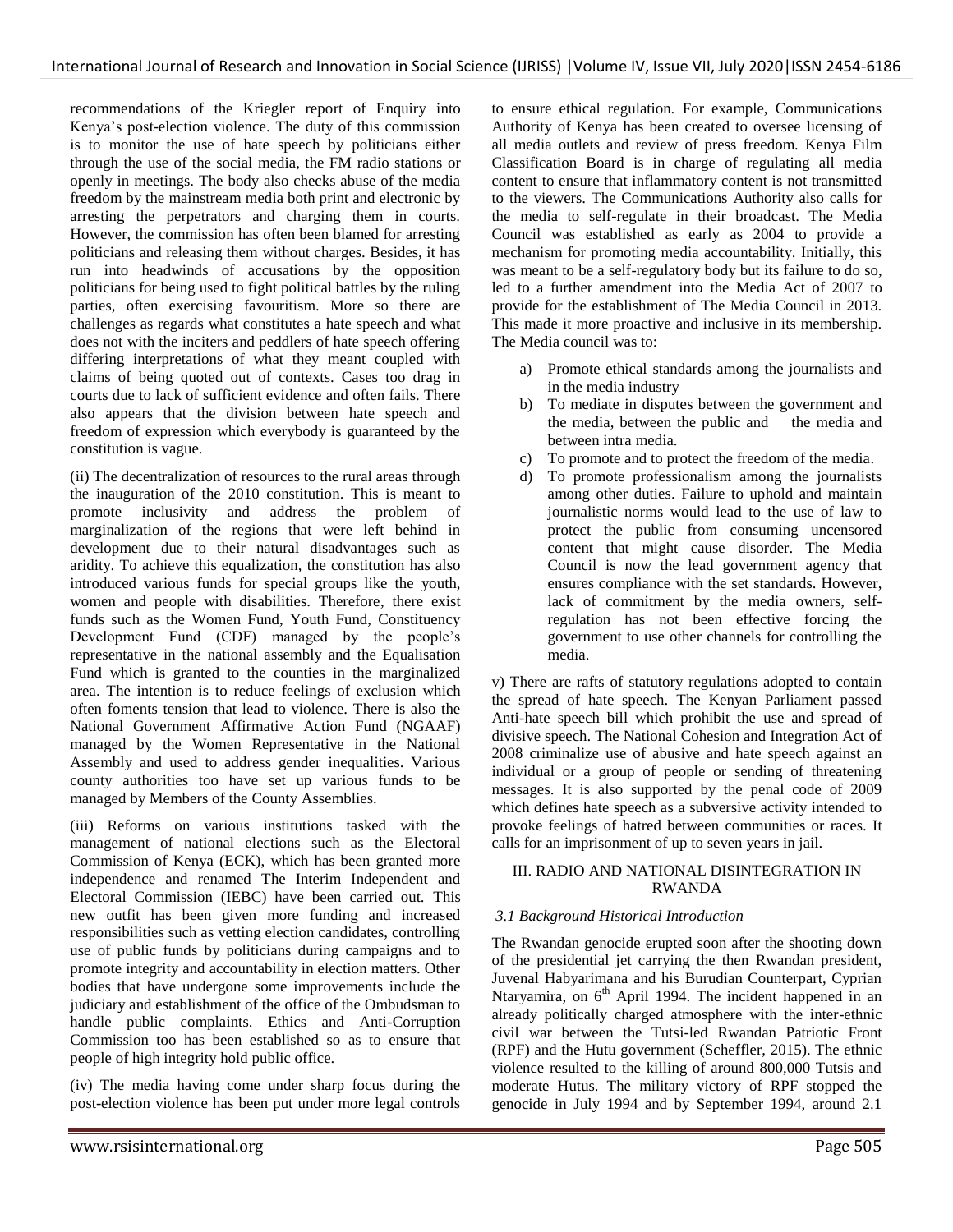recommendations of the Kriegler report of Enquiry into Kenya's post-election violence. The duty of this commission is to monitor the use of hate speech by politicians either through the use of the social media, the FM radio stations or openly in meetings. The body also checks abuse of the media freedom by the mainstream media both print and electronic by arresting the perpetrators and charging them in courts. However, the commission has often been blamed for arresting politicians and releasing them without charges. Besides, it has run into headwinds of accusations by the opposition politicians for being used to fight political battles by the ruling parties, often exercising favouritism. More so there are challenges as regards what constitutes a hate speech and what does not with the inciters and peddlers of hate speech offering differing interpretations of what they meant coupled with claims of being quoted out of contexts. Cases too drag in courts due to lack of sufficient evidence and often fails. There also appears that the division between hate speech and freedom of expression which everybody is guaranteed by the constitution is vague.

(ii) The decentralization of resources to the rural areas through the inauguration of the 2010 constitution. This is meant to promote inclusivity and address the problem of marginalization of the regions that were left behind in development due to their natural disadvantages such as aridity. To achieve this equalization, the constitution has also introduced various funds for special groups like the youth, women and people with disabilities. Therefore, there exist funds such as the Women Fund, Youth Fund, Constituency Development Fund (CDF) managed by the people's representative in the national assembly and the Equalisation Fund which is granted to the counties in the marginalized area. The intention is to reduce feelings of exclusion which often foments tension that lead to violence. There is also the National Government Affirmative Action Fund (NGAAF) managed by the Women Representative in the National Assembly and used to address gender inequalities. Various county authorities too have set up various funds to be managed by Members of the County Assemblies.

(iii) Reforms on various institutions tasked with the management of national elections such as the Electoral Commission of Kenya (ECK), which has been granted more independence and renamed The Interim Independent and Electoral Commission (IEBC) have been carried out. This new outfit has been given more funding and increased responsibilities such as vetting election candidates, controlling use of public funds by politicians during campaigns and to promote integrity and accountability in election matters. Other bodies that have undergone some improvements include the judiciary and establishment of the office of the Ombudsman to handle public complaints. Ethics and Anti-Corruption Commission too has been established so as to ensure that people of high integrity hold public office.

(iv) The media having come under sharp focus during the post-election violence has been put under more legal controls to ensure ethical regulation. For example, Communications Authority of Kenya has been created to oversee licensing of all media outlets and review of press freedom. Kenya Film Classification Board is in charge of regulating all media content to ensure that inflammatory content is not transmitted to the viewers. The Communications Authority also calls for the media to self-regulate in their broadcast. The Media Council was established as early as 2004 to provide a mechanism for promoting media accountability. Initially, this was meant to be a self-regulatory body but its failure to do so, led to a further amendment into the Media Act of 2007 to provide for the establishment of The Media Council in 2013. This made it more proactive and inclusive in its membership. The Media council was to:

a) Promote ethical standards among the journalists and in the media industry
b) To mediate in disputes between the government and the media, between the public and the media and between intra media.
c) To promote and to protect the freedom of the media.
d) To promote professionalism among the journalists among other duties. Failure to uphold and maintain journalistic norms would lead to the use of law to protect the public from consuming uncensored content that might cause disorder. The Media Council is now the lead government agency that ensures compliance with the set standards. However, lack of commitment by the media owners, self-regulation has not been effective forcing the government to use other channels for controlling the media.

v) There are rafts of statutory regulations adopted to contain the spread of hate speech. The Kenyan Parliament passed Anti-hate speech bill which prohibit the use and spread of divisive speech. The National Cohesion and Integration Act of 2008 criminalize use of abusive and hate speech against an individual or a group of people or sending of threatening messages. It is also supported by the penal code of 2009 which defines hate speech as a subversive activity intended to provoke feelings of hatred between communities or races. It calls for an imprisonment of up to seven years in jail.

## III. RADIO AND NATIONAL DISINTEGRATION IN RWANDA

### *3.1 Background Historical Introduction*

The Rwandan genocide erupted soon after the shooting down of the presidential jet carrying the then Rwandan president, Juvenal Habyarimana and his Burudian Counterpart, Cyprian Ntaryamira, on 6th April 1994. The incident happened in an already politically charged atmosphere with the inter-ethnic civil war between the Tutsi-led Rwandan Patriotic Front (RPF) and the Hutu government (Scheffler, 2015). The ethnic violence resulted to the killing of around 800,000 Tutsis and moderate Hutus. The military victory of RPF stopped the genocide in July 1994 and by September 1994, around 2.1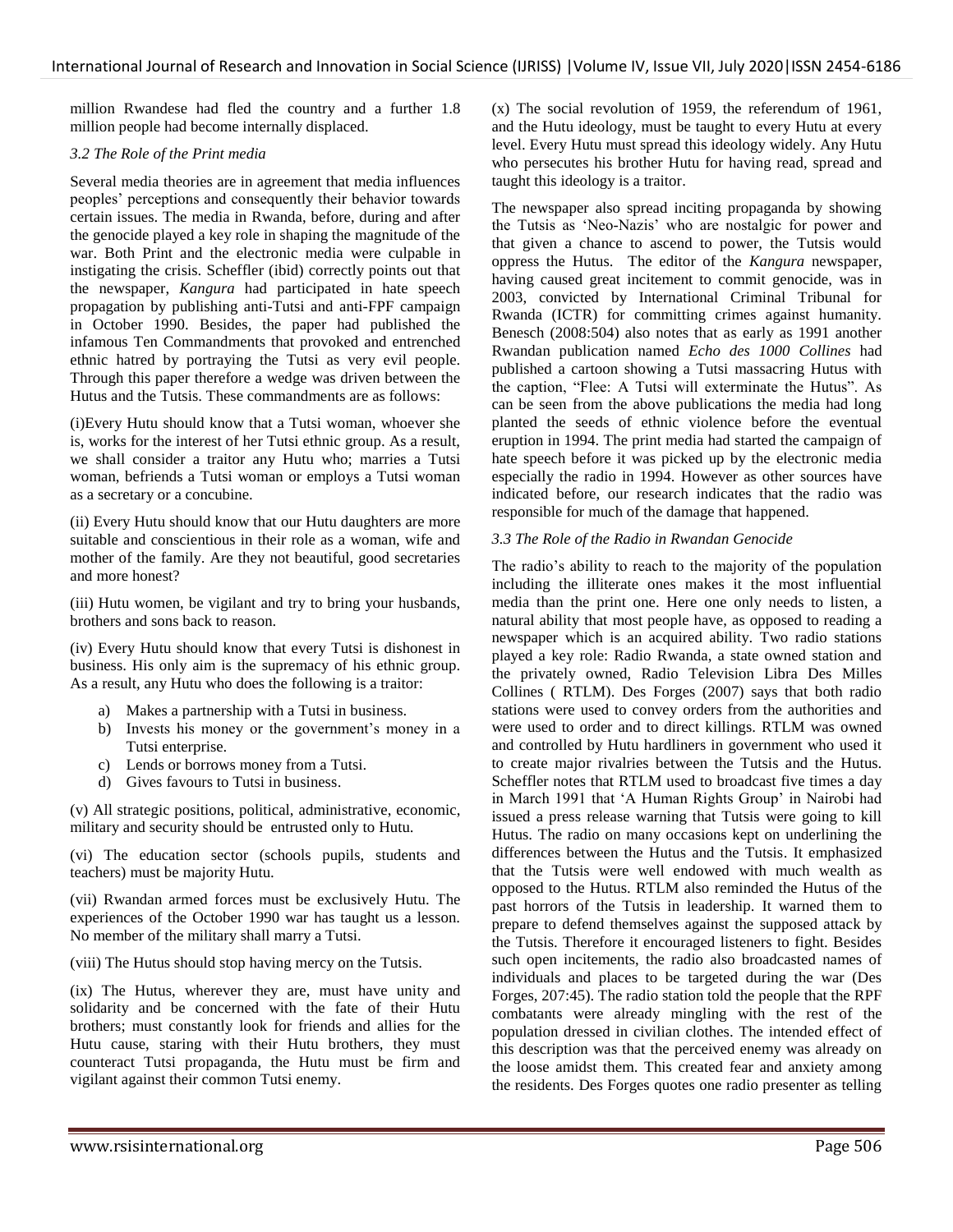million Rwandese had fled the country and a further 1.8 million people had become internally displaced.

### *3.2 The Role of the Print media*

Several media theories are in agreement that media influences peoples' perceptions and consequently their behavior towards certain issues. The media in Rwanda, before, during and after the genocide played a key role in shaping the magnitude of the war. Both Print and the electronic media were culpable in instigating the crisis. Scheffler (ibid) correctly points out that the newspaper, *Kangura* had participated in hate speech propagation by publishing anti-Tutsi and anti-FPF campaign in October 1990. Besides, the paper had published the infamous Ten Commandments that provoked and entrenched ethnic hatred by portraying the Tutsi as very evil people. Through this paper therefore a wedge was driven between the Hutus and the Tutsis. These commandments are as follows:

(i)Every Hutu should know that a Tutsi woman, whoever she is, works for the interest of her Tutsi ethnic group. As a result, we shall consider a traitor any Hutu who; marries a Tutsi woman, befriends a Tutsi woman or employs a Tutsi woman as a secretary or a concubine.

(ii) Every Hutu should know that our Hutu daughters are more suitable and conscientious in their role as a woman, wife and mother of the family. Are they not beautiful, good secretaries and more honest?

(iii) Hutu women, be vigilant and try to bring your husbands, brothers and sons back to reason.

(iv) Every Hutu should know that every Tutsi is dishonest in business. His only aim is the supremacy of his ethnic group. As a result, any Hutu who does the following is a traitor:

a) Makes a partnership with a Tutsi in business.
b) Invests his money or the government's money in a Tutsi enterprise.
c) Lends or borrows money from a Tutsi.
d) Gives favours to Tutsi in business.

(v) All strategic positions, political, administrative, economic, military and security should be entrusted only to Hutu.

(vi) The education sector (schools pupils, students and teachers) must be majority Hutu.

(vii) Rwandan armed forces must be exclusively Hutu. The experiences of the October 1990 war has taught us a lesson. No member of the military shall marry a Tutsi.

(viii) The Hutus should stop having mercy on the Tutsis.

(ix) The Hutus, wherever they are, must have unity and solidarity and be concerned with the fate of their Hutu brothers; must constantly look for friends and allies for the Hutu cause, staring with their Hutu brothers, they must counteract Tutsi propaganda, the Hutu must be firm and vigilant against their common Tutsi enemy.

(x) The social revolution of 1959, the referendum of 1961, and the Hutu ideology, must be taught to every Hutu at every level. Every Hutu must spread this ideology widely. Any Hutu who persecutes his brother Hutu for having read, spread and taught this ideology is a traitor.

The newspaper also spread inciting propaganda by showing the Tutsis as 'Neo-Nazis' who are nostalgic for power and that given a chance to ascend to power, the Tutsis would oppress the Hutus. The editor of the *Kangura* newspaper, having caused great incitement to commit genocide, was in 2003, convicted by International Criminal Tribunal for Rwanda (ICTR) for committing crimes against humanity. Benesch (2008:504) also notes that as early as 1991 another Rwandan publication named *Echo des 1000 Collines* had published a cartoon showing a Tutsi massacring Hutus with the caption, "Flee: A Tutsi will exterminate the Hutus". As can be seen from the above publications the media had long planted the seeds of ethnic violence before the eventual eruption in 1994. The print media had started the campaign of hate speech before it was picked up by the electronic media especially the radio in 1994. However as other sources have indicated before, our research indicates that the radio was responsible for much of the damage that happened.

### *3.3 The Role of the Radio in Rwandan Genocide*

The radio's ability to reach to the majority of the population including the illiterate ones makes it the most influential media than the print one. Here one only needs to listen, a natural ability that most people have, as opposed to reading a newspaper which is an acquired ability. Two radio stations played a key role: Radio Rwanda, a state owned station and the privately owned, Radio Television Libra Des Milles Collines ( RTLM). Des Forges (2007) says that both radio stations were used to convey orders from the authorities and were used to order and to direct killings. RTLM was owned and controlled by Hutu hardliners in government who used it to create major rivalries between the Tutsis and the Hutus. Scheffler notes that RTLM used to broadcast five times a day in March 1991 that 'A Human Rights Group' in Nairobi had issued a press release warning that Tutsis were going to kill Hutus. The radio on many occasions kept on underlining the differences between the Hutus and the Tutsis. It emphasized that the Tutsis were well endowed with much wealth as opposed to the Hutus. RTLM also reminded the Hutus of the past horrors of the Tutsis in leadership. It warned them to prepare to defend themselves against the supposed attack by the Tutsis. Therefore it encouraged listeners to fight. Besides such open incitements, the radio also broadcasted names of individuals and places to be targeted during the war (Des Forges, 207:45). The radio station told the people that the RPF combatants were already mingling with the rest of the population dressed in civilian clothes. The intended effect of this description was that the perceived enemy was already on the loose amidst them. This created fear and anxiety among the residents. Des Forges quotes one radio presenter as telling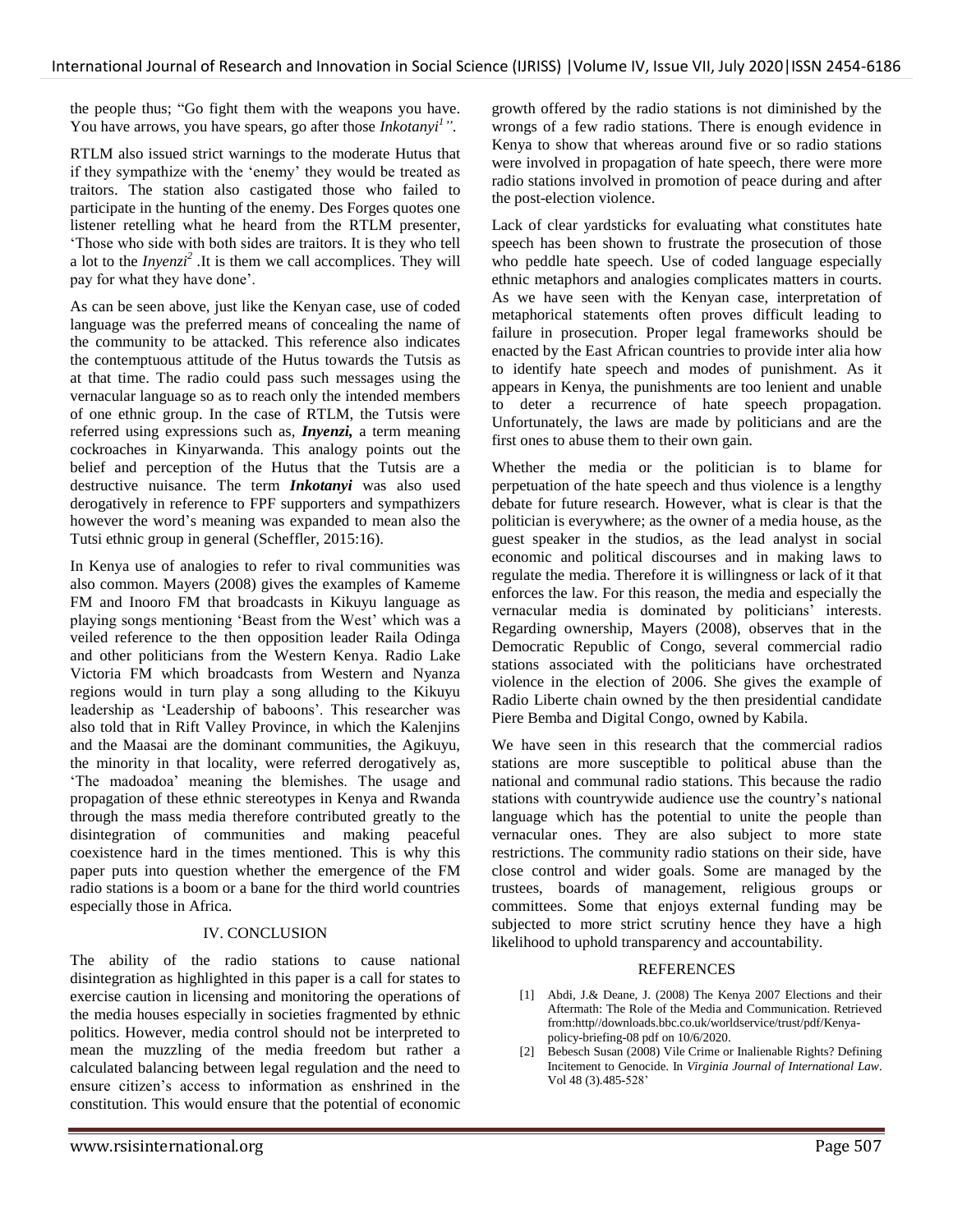the people thus; "Go fight them with the weapons you have. You have arrows, you have spears, go after those *Inkotanyi*[1]".

RTLM also issued strict warnings to the moderate Hutus that if they sympathize with the 'enemy' they would be treated as traitors. The station also castigated those who failed to participate in the hunting of the enemy. Des Forges quotes one listener retelling what he heard from the RTLM presenter, 'Those who side with both sides are traitors. It is they who tell a lot to the *Inyenzi*[2] .It is them we call accomplices. They will pay for what they have done'.

As can be seen above, just like the Kenyan case, use of coded language was the preferred means of concealing the name of the community to be attacked. This reference also indicates the contemptuous attitude of the Hutus towards the Tutsis as at that time. The radio could pass such messages using the vernacular language so as to reach only the intended members of one ethnic group. In the case of RTLM, the Tutsis were referred using expressions such as, ***Inyenzi,*** a term meaning cockroaches in Kinyarwanda. This analogy points out the belief and perception of the Hutus that the Tutsis are a destructive nuisance. The term ***Inkotanyi*** was also used derogatively in reference to FPF supporters and sympathizers however the word's meaning was expanded to mean also the Tutsi ethnic group in general (Scheffler, 2015:16).

In Kenya use of analogies to refer to rival communities was also common. Mayers (2008) gives the examples of Kameme FM and Inooro FM that broadcasts in Kikuyu language as playing songs mentioning 'Beast from the West' which was a veiled reference to the then opposition leader Raila Odinga and other politicians from the Western Kenya. Radio Lake Victoria FM which broadcasts from Western and Nyanza regions would in turn play a song alluding to the Kikuyu leadership as 'Leadership of baboons'. This researcher was also told that in Rift Valley Province, in which the Kalenjins and the Maasai are the dominant communities, the Agikuyu, the minority in that locality, were referred derogatively as, 'The madoadoa' meaning the blemishes. The usage and propagation of these ethnic stereotypes in Kenya and Rwanda through the mass media therefore contributed greatly to the disintegration of communities and making peaceful coexistence hard in the times mentioned. This is why this paper puts into question whether the emergence of the FM radio stations is a boom or a bane for the third world countries especially those in Africa.

## IV. CONCLUSION

The ability of the radio stations to cause national disintegration as highlighted in this paper is a call for states to exercise caution in licensing and monitoring the operations of the media houses especially in societies fragmented by ethnic politics. However, media control should not be interpreted to mean the muzzling of the media freedom but rather a calculated balancing between legal regulation and the need to ensure citizen's access to information as enshrined in the constitution. This would ensure that the potential of economic growth offered by the radio stations is not diminished by the wrongs of a few radio stations. There is enough evidence in Kenya to show that whereas around five or so radio stations were involved in propagation of hate speech, there were more radio stations involved in promotion of peace during and after the post-election violence.

Lack of clear yardsticks for evaluating what constitutes hate speech has been shown to frustrate the prosecution of those who peddle hate speech. Use of coded language especially ethnic metaphors and analogies complicates matters in courts. As we have seen with the Kenyan case, interpretation of metaphorical statements often proves difficult leading to failure in prosecution. Proper legal frameworks should be enacted by the East African countries to provide inter alia how to identify hate speech and modes of punishment. As it appears in Kenya, the punishments are too lenient and unable to deter a recurrence of hate speech propagation. Unfortunately, the laws are made by politicians and are the first ones to abuse them to their own gain.

Whether the media or the politician is to blame for perpetuation of the hate speech and thus violence is a lengthy debate for future research. However, what is clear is that the politician is everywhere; as the owner of a media house, as the guest speaker in the studios, as the lead analyst in social economic and political discourses and in making laws to regulate the media. Therefore it is willingness or lack of it that enforces the law. For this reason, the media and especially the vernacular media is dominated by politicians' interests. Regarding ownership, Mayers (2008), observes that in the Democratic Republic of Congo, several commercial radio stations associated with the politicians have orchestrated violence in the election of 2006. She gives the example of Radio Liberte chain owned by the then presidential candidate Piere Bemba and Digital Congo, owned by Kabila.

We have seen in this research that the commercial radios stations are more susceptible to political abuse than the national and communal radio stations. This because the radio stations with countrywide audience use the country's national language which has the potential to unite the people than vernacular ones. They are also subject to more state restrictions. The community radio stations on their side, have close control and wider goals. Some are managed by the trustees, boards of management, religious groups or committees. Some that enjoys external funding may be subjected to more strict scrutiny hence they have a high likelihood to uphold transparency and accountability.

## REFERENCES

[1] Abdi, J.& Deane, J. (2008) The Kenya 2007 Elections and their Aftermath: The Role of the Media and Communication. Retrieved from:http//downloads.bbc.co.uk/worldservice/trust/pdf/Kenya-policy-briefing-08 pdf on 10/6/2020.

[2] Bebesch Susan (2008) Vile Crime or Inalienable Rights? Defining Incitement to Genocide. In *Virginia Journal of International Law*. Vol 48 (3).485-528'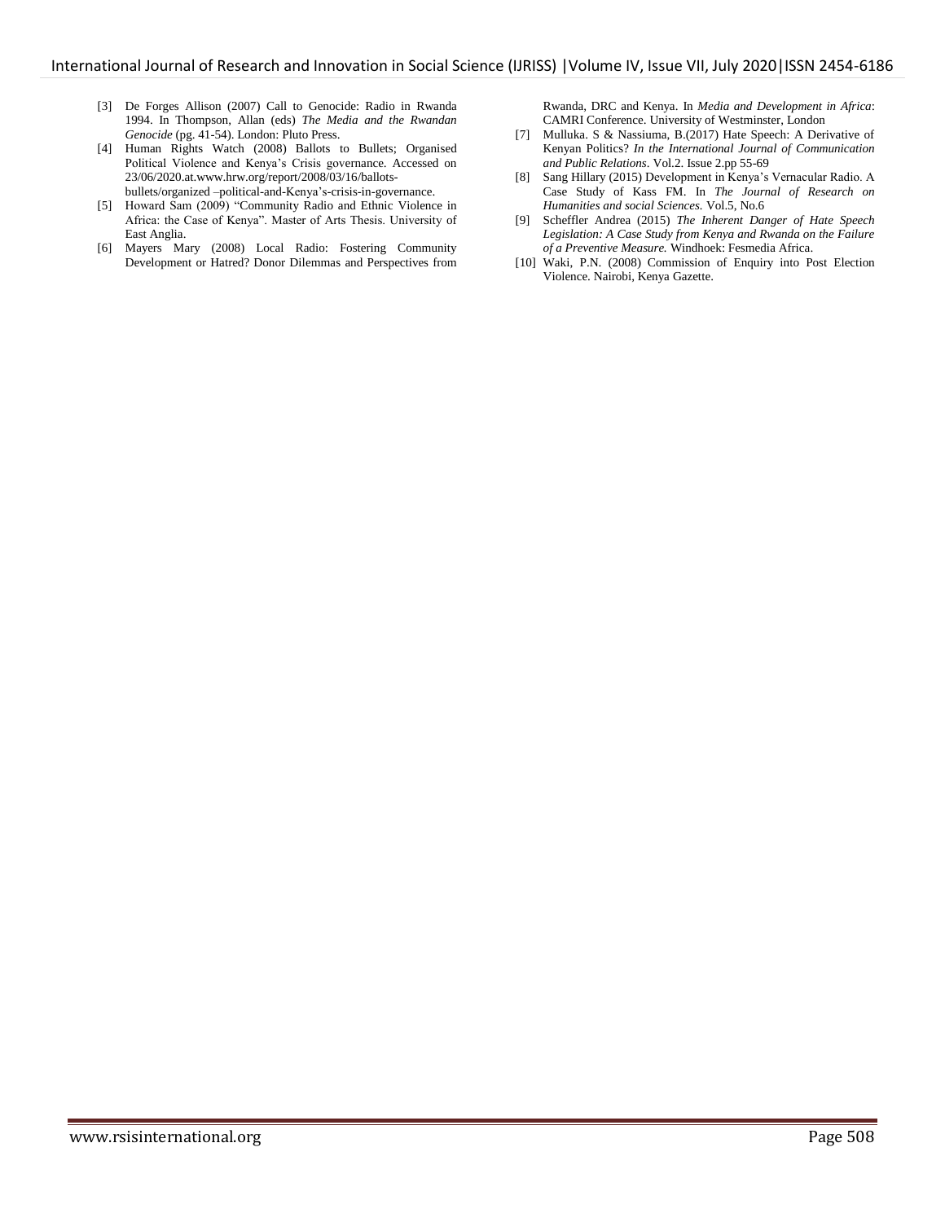[3] De Forges Allison (2007) Call to Genocide: Radio in Rwanda 1994. In Thompson, Allan (eds) *The Media and the Rwandan Genocide* (pg. 41-54). London: Pluto Press.

[4] Human Rights Watch (2008) Ballots to Bullets; Organised Political Violence and Kenya's Crisis governance. Accessed on 23/06/2020.at.www.hrw.org/report/2008/03/16/ballots-bullets/organized –political-and-Kenya's-crisis-in-governance.

[5] Howard Sam (2009) "Community Radio and Ethnic Violence in Africa: the Case of Kenya". Master of Arts Thesis. University of East Anglia.

[6] Mayers Mary (2008) Local Radio: Fostering Community Development or Hatred? Donor Dilemmas and Perspectives from Rwanda, DRC and Kenya. In *Media and Development in Africa*: CAMRI Conference. University of Westminster, London

[7] Mulluka. S & Nassiuma, B.(2017) Hate Speech: A Derivative of Kenyan Politics? *In the International Journal of Communication and Public Relations*. Vol.2. Issue 2.pp 55-69

[8] Sang Hillary (2015) Development in Kenya's Vernacular Radio. A Case Study of Kass FM. In *The Journal of Research on Humanities and social Sciences.* Vol.5, No.6

[9] Scheffler Andrea (2015) *The Inherent Danger of Hate Speech Legislation: A Case Study from Kenya and Rwanda on the Failure of a Preventive Measure.* Windhoek: Fesmedia Africa.

[10] Waki, P.N. (2008) Commission of Enquiry into Post Election Violence. Nairobi, Kenya Gazette.